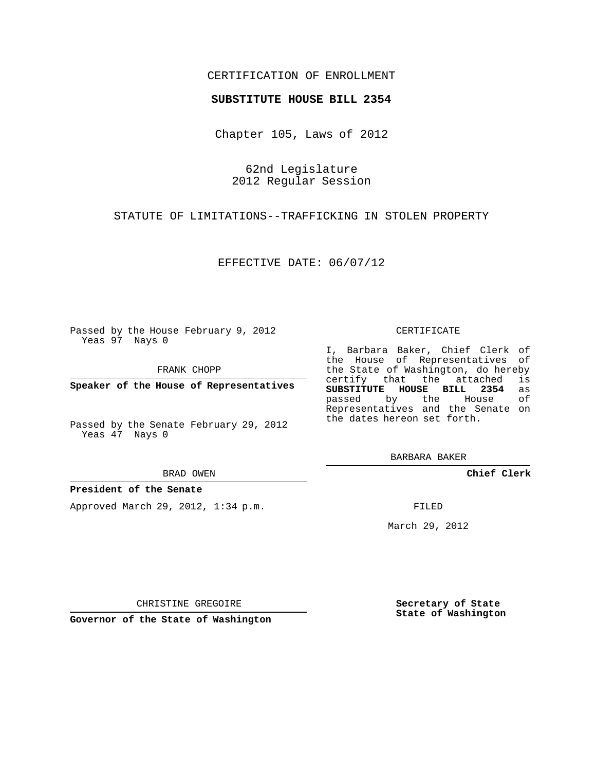CERTIFICATION OF ENROLLMENT

**SUBSTITUTE HOUSE BILL 2354**

Chapter 105, Laws of 2012

62nd Legislature
2012 Regular Session

STATUTE OF LIMITATIONS--TRAFFICKING IN STOLEN PROPERTY

EFFECTIVE DATE: 06/07/12

Passed by the House February 9, 2012
Yeas 97 Nays 0

FRANK CHOPP

**Speaker of the House of Representatives**

Passed by the Senate February 29, 2012
Yeas 47 Nays 0

BRAD OWEN

**President of the Senate**

Approved March 29, 2012, 1:34 p.m.

CHRISTINE GREGOIRE

**Governor of the State of Washington**

CERTIFICATE

I, Barbara Baker, Chief Clerk of the House of Representatives of the State of Washington, do hereby certify that the attached is **SUBSTITUTE HOUSE BILL 2354** as passed by the House of Representatives and the Senate on the dates hereon set forth.

BARBARA BAKER

**Chief Clerk**

FILED

March 29, 2012

**Secretary of State**
**State of Washington**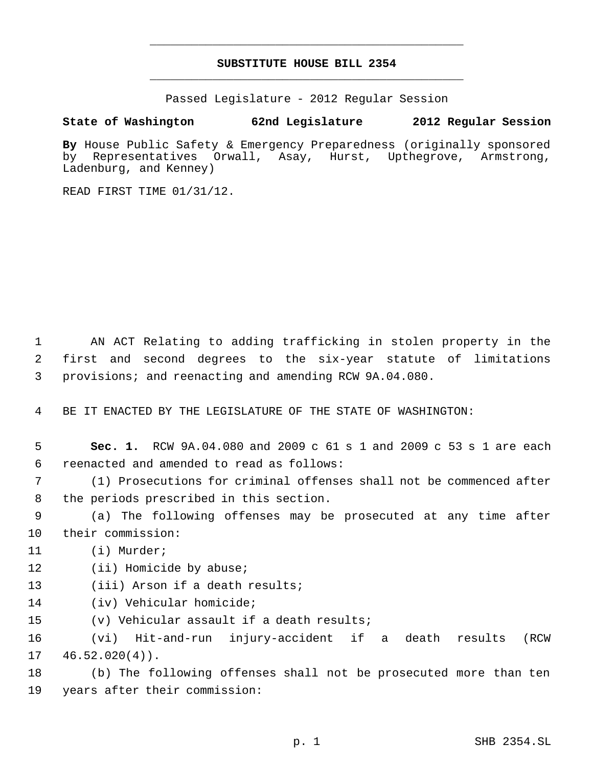# SUBSTITUTE HOUSE BILL 2354

Passed Legislature - 2012 Regular Session

**State of Washington 62nd Legislature 2012 Regular Session**

**By** House Public Safety & Emergency Preparedness (originally sponsored by Representatives Orwall, Asay, Hurst, Upthegrove, Armstrong, Ladenburg, and Kenney)

READ FIRST TIME 01/31/12.

AN ACT Relating to adding trafficking in stolen property in the first and second degrees to the six-year statute of limitations provisions; and reenacting and amending RCW 9A.04.080.

BE IT ENACTED BY THE LEGISLATURE OF THE STATE OF WASHINGTON:

**Sec. 1.** RCW 9A.04.080 and 2009 c 61 s 1 and 2009 c 53 s 1 are each reenacted and amended to read as follows:

(1) Prosecutions for criminal offenses shall not be commenced after the periods prescribed in this section.

(a) The following offenses may be prosecuted at any time after their commission:

(i) Murder;

(ii) Homicide by abuse;

(iii) Arson if a death results;

(iv) Vehicular homicide;

(v) Vehicular assault if a death results;

(vi) Hit-and-run injury-accident if a death results (RCW 46.52.020(4)).

(b) The following offenses shall not be prosecuted more than ten years after their commission: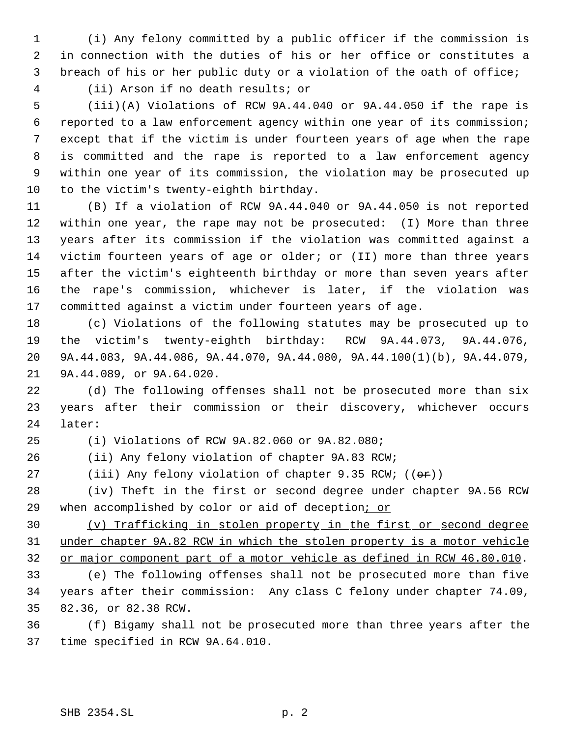(i) Any felony committed by a public officer if the commission is in connection with the duties of his or her office or constitutes a breach of his or her public duty or a violation of the oath of office;

(ii) Arson if no death results; or

(iii)(A) Violations of RCW 9A.44.040 or 9A.44.050 if the rape is reported to a law enforcement agency within one year of its commission; except that if the victim is under fourteen years of age when the rape is committed and the rape is reported to a law enforcement agency within one year of its commission, the violation may be prosecuted up to the victim's twenty-eighth birthday.

(B) If a violation of RCW 9A.44.040 or 9A.44.050 is not reported within one year, the rape may not be prosecuted: (I) More than three years after its commission if the violation was committed against a victim fourteen years of age or older; or (II) more than three years after the victim's eighteenth birthday or more than seven years after the rape's commission, whichever is later, if the violation was committed against a victim under fourteen years of age.

(c) Violations of the following statutes may be prosecuted up to the victim's twenty-eighth birthday: RCW 9A.44.073, 9A.44.076, 9A.44.083, 9A.44.086, 9A.44.070, 9A.44.080, 9A.44.100(1)(b), 9A.44.079, 9A.44.089, or 9A.64.020.

(d) The following offenses shall not be prosecuted more than six years after their commission or their discovery, whichever occurs later:

(i) Violations of RCW 9A.82.060 or 9A.82.080;

(ii) Any felony violation of chapter 9A.83 RCW;

(iii) Any felony violation of chapter 9.35 RCW; ((~~or~~))

(iv) Theft in the first or second degree under chapter 9A.56 RCW when accomplished by color or aid of deception<u>; or</u>

<u>(v) Trafficking in stolen property in the first or second degree under chapter 9A.82 RCW in which the stolen property is a motor vehicle or major component part of a motor vehicle as defined in RCW 46.80.010</u>.

(e) The following offenses shall not be prosecuted more than five years after their commission: Any class C felony under chapter 74.09, 82.36, or 82.38 RCW.

(f) Bigamy shall not be prosecuted more than three years after the time specified in RCW 9A.64.010.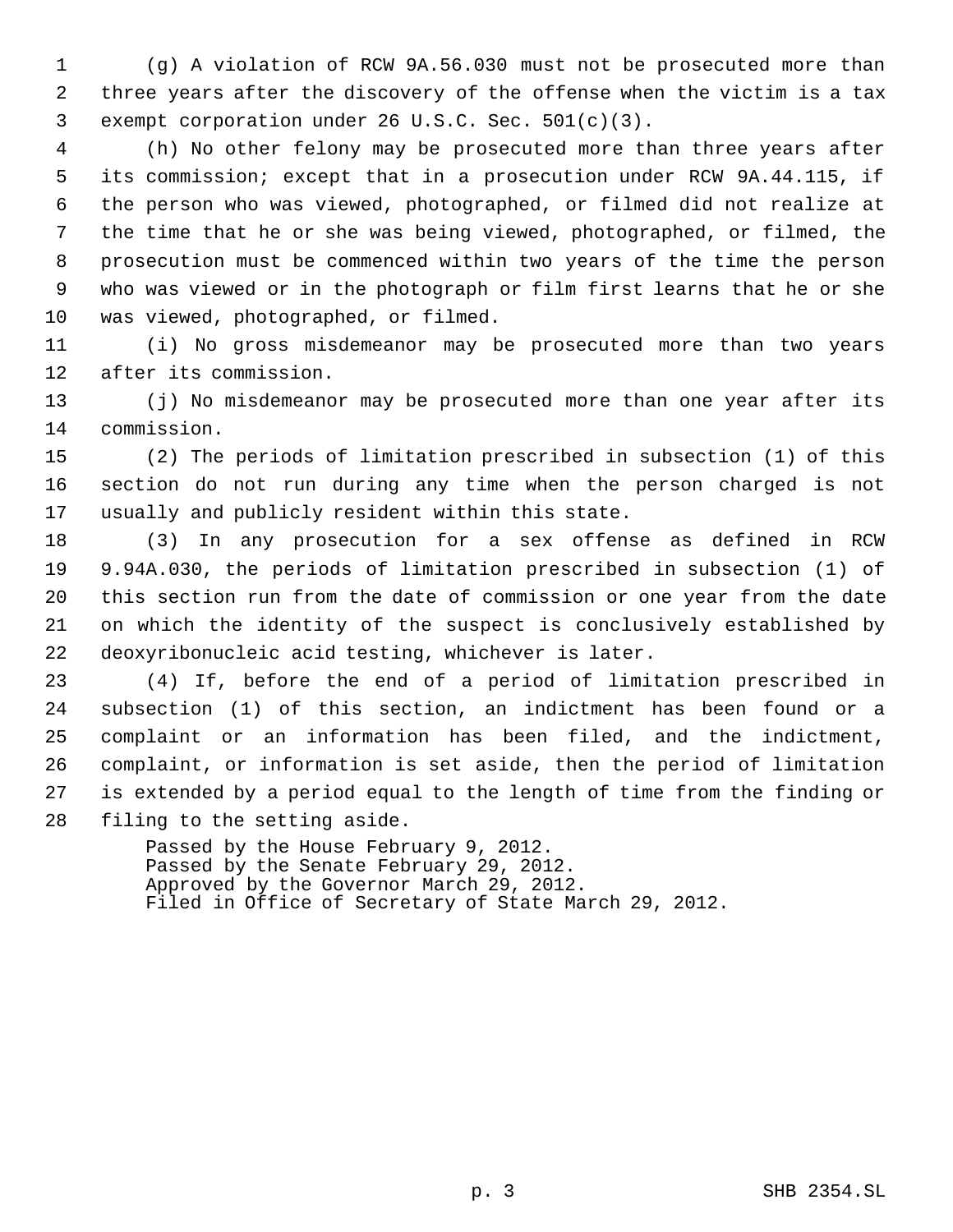(g) A violation of RCW 9A.56.030 must not be prosecuted more than three years after the discovery of the offense when the victim is a tax exempt corporation under 26 U.S.C. Sec. 501(c)(3).

(h) No other felony may be prosecuted more than three years after its commission; except that in a prosecution under RCW 9A.44.115, if the person who was viewed, photographed, or filmed did not realize at the time that he or she was being viewed, photographed, or filmed, the prosecution must be commenced within two years of the time the person who was viewed or in the photograph or film first learns that he or she was viewed, photographed, or filmed.

(i) No gross misdemeanor may be prosecuted more than two years after its commission.

(j) No misdemeanor may be prosecuted more than one year after its commission.

(2) The periods of limitation prescribed in subsection (1) of this section do not run during any time when the person charged is not usually and publicly resident within this state.

(3) In any prosecution for a sex offense as defined in RCW 9.94A.030, the periods of limitation prescribed in subsection (1) of this section run from the date of commission or one year from the date on which the identity of the suspect is conclusively established by deoxyribonucleic acid testing, whichever is later.

(4) If, before the end of a period of limitation prescribed in subsection (1) of this section, an indictment has been found or a complaint or an information has been filed, and the indictment, complaint, or information is set aside, then the period of limitation is extended by a period equal to the length of time from the finding or filing to the setting aside.

Passed by the House February 9, 2012.
Passed by the Senate February 29, 2012.
Approved by the Governor March 29, 2012.
Filed in Office of Secretary of State March 29, 2012.